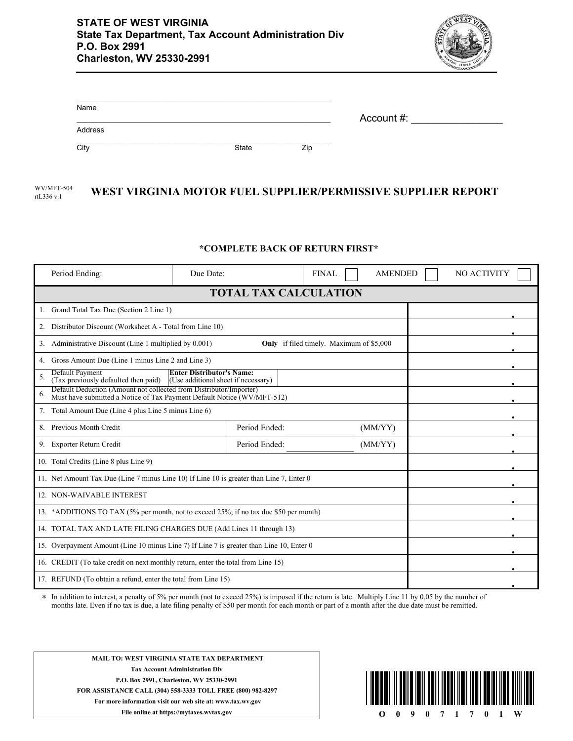**STATE OF WEST VIRGINIA**
**State Tax Department, Tax Account Administration Div**
**P.O. Box 2991**
**Charleston, WV 25330-2991**

Name ______________________________

Address ______________________________

City ______________ State ______ Zip ______

Account #: ________________

WV/MFT-504
rtL336 v.1

# WEST VIRGINIA MOTOR FUEL SUPPLIER/PERMISSIVE SUPPLIER REPORT

**\*COMPLETE BACK OF RETURN FIRST\***

| Period Ending: | Due Date: | FINAL ☐ AMENDED ☐ NO ACTIVITY ☐ |
|---|---|---|

## TOTAL TAX CALCULATION

| Line | Description | Amount |
|---|---|---|
| 1. | Grand Total Tax Due (Section 2 Line 1) | . |
| 2. | Distributor Discount (Worksheet A - Total from Line 10) | . |
| 3. | Administrative Discount (Line 1 multiplied by 0.001) **Only** if filed timely. Maximum of $5,000 | . |
| 4. | Gross Amount Due (Line 1 minus Line 2 and Line 3) | . |
| 5. | Default Payment (Tax previously defaulted then paid) — **Enter Distributor's Name:** (Use additional sheet if necessary) | . |
| 6. | Default Deduction (Amount not collected from Distributor/Importer) Must have submitted a Notice of Tax Payment Default Notice (WV/MFT-512) | . |
| 7. | Total Amount Due (Line 4 plus Line 5 minus Line 6) | . |
| 8. | Previous Month Credit — Period Ended: __________ (MM/YY) | . |
| 9. | Exporter Return Credit — Period Ended: __________ (MM/YY) | . |
| 10. | Total Credits (Line 8 plus Line 9) | . |
| 11. | Net Amount Tax Due (Line 7 minus Line 10) If Line 10 is greater than Line 7, Enter 0 | . |
| 12. | NON-WAIVABLE INTEREST | . |
| 13. | \*ADDITIONS TO TAX (5% per month, not to exceed 25%; if no tax due $50 per month) | . |
| 14. | TOTAL TAX AND LATE FILING CHARGES DUE (Add Lines 11 through 13) | . |
| 15. | Overpayment Amount (Line 10 minus Line 7) If Line 7 is greater than Line 10, Enter 0 | . |
| 16. | CREDIT (To take credit on next monthly return, enter the total from Line 15) | . |
| 17. | REFUND (To obtain a refund, enter the total from Line 15) | . |

\* In addition to interest, a penalty of 5% per month (not to exceed 25%) is imposed if the return is late. Multiply Line 11 by 0.05 by the number of months late. Even if no tax is due, a late filing penalty of $50 per month for each month or part of a month after the due date must be remitted.

**MAIL TO: WEST VIRGINIA STATE TAX DEPARTMENT**
**Tax Account Administration Div**
**P.O. Box 2991, Charleston, WV 25330-2991**
**FOR ASSISTANCE CALL (304) 558-3333 TOLL FREE (800) 982-8297**
**For more information visit our web site at: www.tax.wv.gov**
**File online at https://mytaxes.wvtax.gov**

O 0 9 0 7 1 7 0 1 W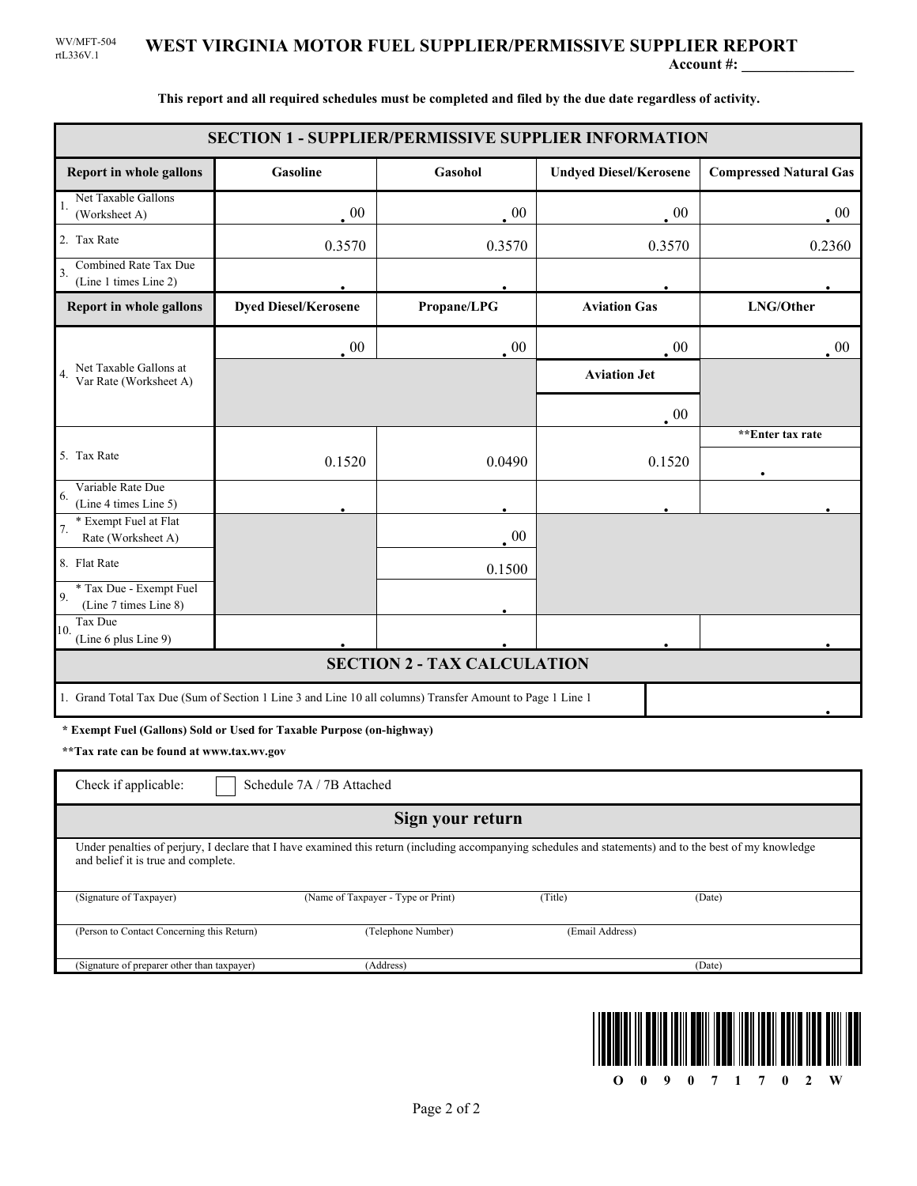WV/MFT-504
rtL336V.1

# WEST VIRGINIA MOTOR FUEL SUPPLIER/PERMISSIVE SUPPLIER REPORT

**Account #:** _______________

**This report and all required schedules must be completed and filed by the due date regardless of activity.**

## SECTION 1 - SUPPLIER/PERMISSIVE SUPPLIER INFORMATION

| Report in whole gallons | Gasoline | Gasohol | Undyed Diesel/Kerosene | Compressed Natural Gas |
|---|---|---|---|---|
| 1. Net Taxable Gallons (Worksheet A) | .00 | .00 | .00 | .00 |
| 2. Tax Rate | 0.3570 | 0.3570 | 0.3570 | 0.2360 |
| 3. Combined Rate Tax Due (Line 1 times Line 2) | . | . | . | . |

| Report in whole gallons | Dyed Diesel/Kerosene | Propane/LPG | Aviation Gas | LNG/Other |
|---|---|---|---|---|
| 4. Net Taxable Gallons at Var Rate (Worksheet A) | .00 | .00 | .00 | .00 |
| | | | Aviation Jet | |
| | | | .00 | |
| 5. Tax Rate | 0.1520 | 0.0490 | 0.1520 | **Enter tax rate . |
| 6. Variable Rate Due (Line 4 times Line 5) | . | . | . | . |
| 7. * Exempt Fuel at Flat Rate (Worksheet A) | | .00 | | |
| 8. Flat Rate | | 0.1500 | | |
| 9. * Tax Due - Exempt Fuel (Line 7 times Line 8) | | . | | |
| 10. Tax Due (Line 6 plus Line 9) | . | . | . | . |

## SECTION 2 - TAX CALCULATION

| | |
|---|---|
| 1. Grand Total Tax Due (Sum of Section 1 Line 3 and Line 10 all columns) Transfer Amount to Page 1 Line 1 | . |

\* Exempt Fuel (Gallons) Sold or Used for Taxable Purpose (on-highway)

\*\*Tax rate can be found at www.tax.wv.gov

Check if applicable: ☐ Schedule 7A / 7B Attached

## Sign your return

Under penalties of perjury, I declare that I have examined this return (including accompanying schedules and statements) and to the best of my knowledge and belief it is true and complete.

(Signature of Taxpayer) (Name of Taxpayer - Type or Print) (Title) (Date)

(Person to Contact Concerning this Return) (Telephone Number) (Email Address)

(Signature of preparer other than taxpayer) (Address) (Date)

O 0 9 0 7 1 7 0 2 W